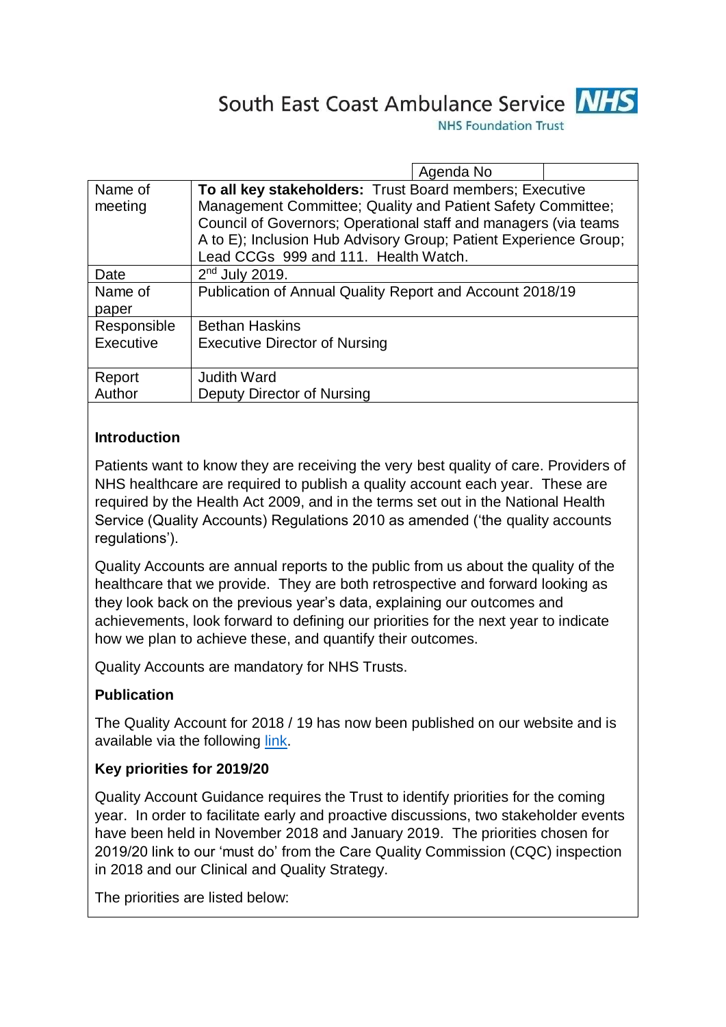South East Coast Ambulance Service **NHS**
NHS Foundation Trust

| | | Agenda No | |
|---|---|---|---|
| Name of meeting | **To all key stakeholders:** Trust Board members; Executive Management Committee; Quality and Patient Safety Committee; Council of Governors; Operational staff and managers (via teams A to E); Inclusion Hub Advisory Group; Patient Experience Group; Lead CCGs 999 and 111. Health Watch. | | |
| Date | 2nd July 2019. | | |
| Name of paper | Publication of Annual Quality Report and Account 2018/19 | | |
| Responsible Executive | Bethan Haskins<br>Executive Director of Nursing | | |
| Report Author | Judith Ward<br>Deputy Director of Nursing | | |

**Introduction**

Patients want to know they are receiving the very best quality of care. Providers of NHS healthcare are required to publish a quality account each year. These are required by the Health Act 2009, and in the terms set out in the National Health Service (Quality Accounts) Regulations 2010 as amended ('the quality accounts regulations').

Quality Accounts are annual reports to the public from us about the quality of the healthcare that we provide. They are both retrospective and forward looking as they look back on the previous year's data, explaining our outcomes and achievements, look forward to defining our priorities for the next year to indicate how we plan to achieve these, and quantify their outcomes.

Quality Accounts are mandatory for NHS Trusts.

**Publication**

The Quality Account for 2018 / 19 has now been published on our website and is available via the following link.

**Key priorities for 2019/20**

Quality Account Guidance requires the Trust to identify priorities for the coming year. In order to facilitate early and proactive discussions, two stakeholder events have been held in November 2018 and January 2019. The priorities chosen for 2019/20 link to our 'must do' from the Care Quality Commission (CQC) inspection in 2018 and our Clinical and Quality Strategy.

The priorities are listed below: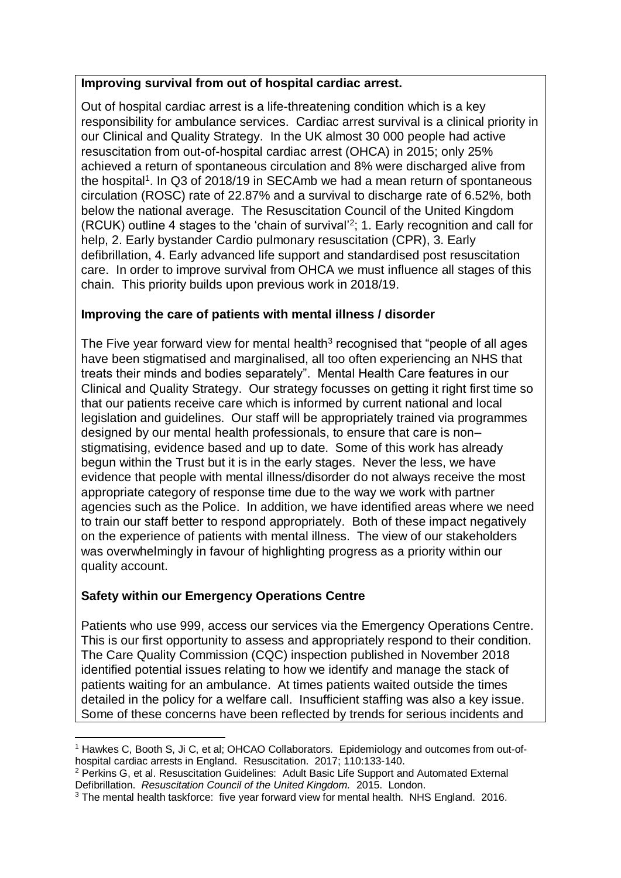**Improving survival from out of hospital cardiac arrest.**

Out of hospital cardiac arrest is a life-threatening condition which is a key responsibility for ambulance services. Cardiac arrest survival is a clinical priority in our Clinical and Quality Strategy. In the UK almost 30 000 people had active resuscitation from out-of-hospital cardiac arrest (OHCA) in 2015; only 25% achieved a return of spontaneous circulation and 8% were discharged alive from the hospital[1]. In Q3 of 2018/19 in SECAmb we had a mean return of spontaneous circulation (ROSC) rate of 22.87% and a survival to discharge rate of 6.52%, both below the national average. The Resuscitation Council of the United Kingdom (RCUK) outline 4 stages to the 'chain of survival'[2]; 1. Early recognition and call for help, 2. Early bystander Cardio pulmonary resuscitation (CPR), 3. Early defibrillation, 4. Early advanced life support and standardised post resuscitation care. In order to improve survival from OHCA we must influence all stages of this chain. This priority builds upon previous work in 2018/19.

**Improving the care of patients with mental illness / disorder**

The Five year forward view for mental health[3] recognised that "people of all ages have been stigmatised and marginalised, all too often experiencing an NHS that treats their minds and bodies separately". Mental Health Care features in our Clinical and Quality Strategy. Our strategy focusses on getting it right first time so that our patients receive care which is informed by current national and local legislation and guidelines. Our staff will be appropriately trained via programmes designed by our mental health professionals, to ensure that care is non–stigmatising, evidence based and up to date. Some of this work has already begun within the Trust but it is in the early stages. Never the less, we have evidence that people with mental illness/disorder do not always receive the most appropriate category of response time due to the way we work with partner agencies such as the Police. In addition, we have identified areas where we need to train our staff better to respond appropriately. Both of these impact negatively on the experience of patients with mental illness. The view of our stakeholders was overwhelmingly in favour of highlighting progress as a priority within our quality account.

**Safety within our Emergency Operations Centre**

Patients who use 999, access our services via the Emergency Operations Centre. This is our first opportunity to assess and appropriately respond to their condition. The Care Quality Commission (CQC) inspection published in November 2018 identified potential issues relating to how we identify and manage the stack of patients waiting for an ambulance. At times patients waited outside the times detailed in the policy for a welfare call. Insufficient staffing was also a key issue. Some of these concerns have been reflected by trends for serious incidents and

---

[1] Hawkes C, Booth S, Ji C, et al; OHCAO Collaborators. Epidemiology and outcomes from out-of-hospital cardiac arrests in England. Resuscitation. 2017; 110:133-140.

[2] Perkins G, et al. Resuscitation Guidelines: Adult Basic Life Support and Automated External Defibrillation. *Resuscitation Council of the United Kingdom.* 2015. London.

[3] The mental health taskforce: five year forward view for mental health. NHS England. 2016.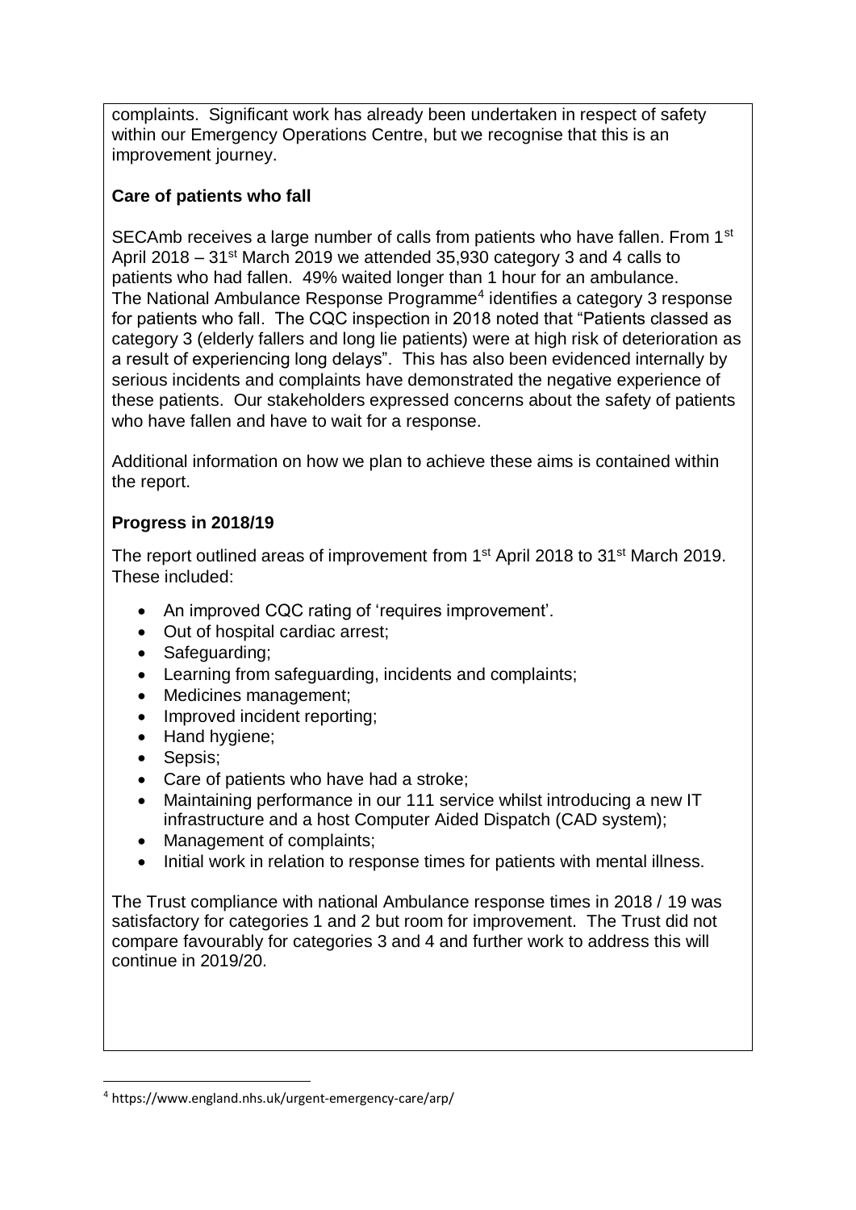complaints. Significant work has already been undertaken in respect of safety within our Emergency Operations Centre, but we recognise that this is an improvement journey.

**Care of patients who fall**

SECAmb receives a large number of calls from patients who have fallen. From 1st April 2018 – 31st March 2019 we attended 35,930 category 3 and 4 calls to patients who had fallen. 49% waited longer than 1 hour for an ambulance. The National Ambulance Response Programme[4] identifies a category 3 response for patients who fall. The CQC inspection in 2018 noted that "Patients classed as category 3 (elderly fallers and long lie patients) were at high risk of deterioration as a result of experiencing long delays". This has also been evidenced internally by serious incidents and complaints have demonstrated the negative experience of these patients. Our stakeholders expressed concerns about the safety of patients who have fallen and have to wait for a response.

Additional information on how we plan to achieve these aims is contained within the report.

**Progress in 2018/19**

The report outlined areas of improvement from 1st April 2018 to 31st March 2019. These included:

- An improved CQC rating of 'requires improvement'.
- Out of hospital cardiac arrest;
- Safeguarding;
- Learning from safeguarding, incidents and complaints;
- Medicines management;
- Improved incident reporting;
- Hand hygiene;
- Sepsis;
- Care of patients who have had a stroke;
- Maintaining performance in our 111 service whilst introducing a new IT infrastructure and a host Computer Aided Dispatch (CAD system);
- Management of complaints;
- Initial work in relation to response times for patients with mental illness.

The Trust compliance with national Ambulance response times in 2018 / 19 was satisfactory for categories 1 and 2 but room for improvement. The Trust did not compare favourably for categories 3 and 4 and further work to address this will continue in 2019/20.

[4] https://www.england.nhs.uk/urgent-emergency-care/arp/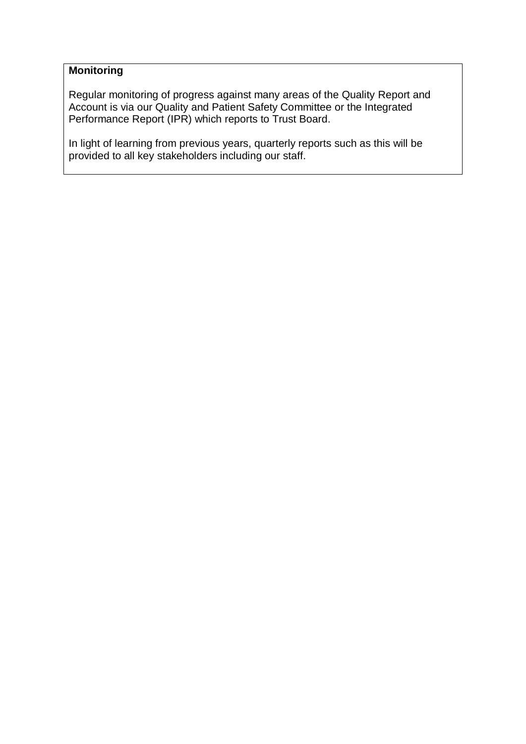**Monitoring**

Regular monitoring of progress against many areas of the Quality Report and Account is via our Quality and Patient Safety Committee or the Integrated Performance Report (IPR) which reports to Trust Board.

In light of learning from previous years, quarterly reports such as this will be provided to all key stakeholders including our staff.